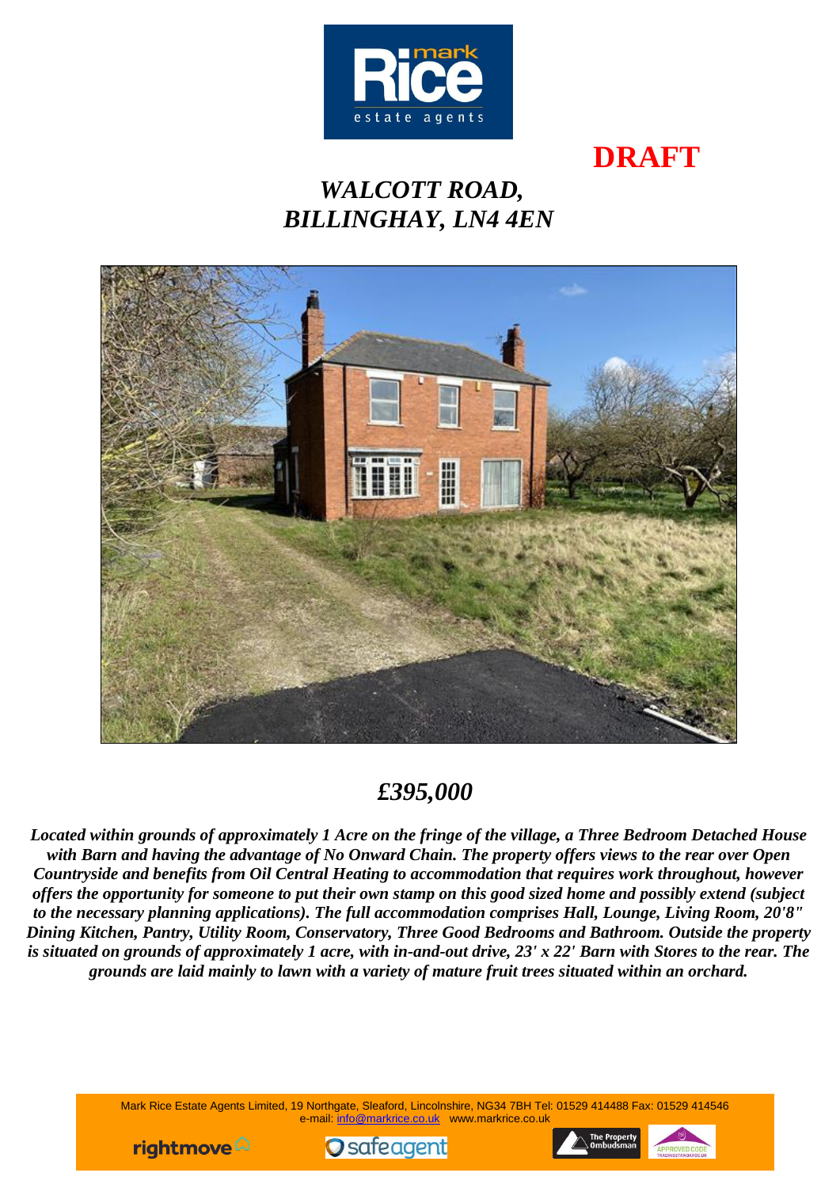**DRAFT**

# *WALCOTT ROAD, BILLINGHAY, LN4 4EN*

## *£395,000*

***Located within grounds of approximately 1 Acre on the fringe of the village, a Three Bedroom Detached House with Barn and having the advantage of No Onward Chain. The property offers views to the rear over Open Countryside and benefits from Oil Central Heating to accommodation that requires work throughout, however offers the opportunity for someone to put their own stamp on this good sized home and possibly extend (subject to the necessary planning applications). The full accommodation comprises Hall, Lounge, Living Room, 20'8" Dining Kitchen, Pantry, Utility Room, Conservatory, Three Good Bedrooms and Bathroom. Outside the property is situated on grounds of approximately 1 acre, with in-and-out drive, 23' x 22' Barn with Stores to the rear. The grounds are laid mainly to lawn with a variety of mature fruit trees situated within an orchard.***

Mark Rice Estate Agents Limited, 19 Northgate, Sleaford, Lincolnshire, NG34 7BH Tel: 01529 414488 Fax: 01529 414546
e-mail: info@markrice.co.uk www.markrice.co.uk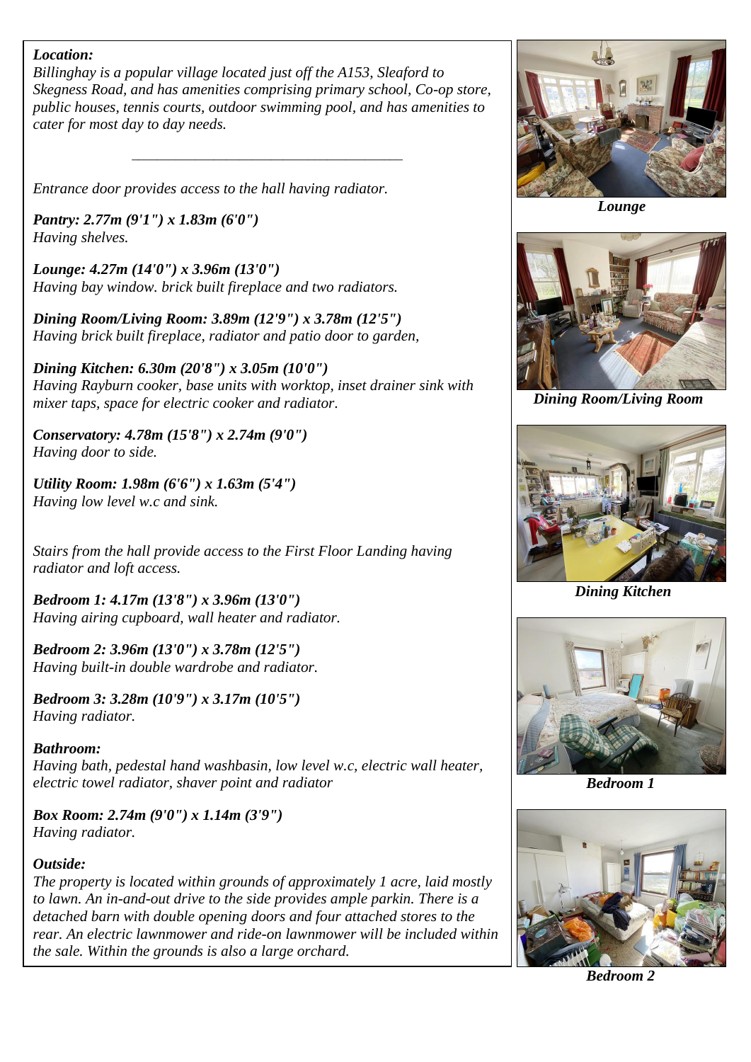***Location:***
*Billinghay is a popular village located just off the A153, Sleaford to Skegness Road, and has amenities comprising primary school, Co-op store, public houses, tennis courts, outdoor swimming pool, and has amenities to cater for most day to day needs.*

---

*Entrance door provides access to the hall having radiator.*

***Pantry: 2.77m (9'1") x 1.83m (6'0")***
*Having shelves.*

***Lounge: 4.27m (14'0") x 3.96m (13'0")***
*Having bay window. brick built fireplace and two radiators.*

***Dining Room/Living Room: 3.89m (12'9") x 3.78m (12'5")***
*Having brick built fireplace, radiator and patio door to garden,*

***Dining Kitchen: 6.30m (20'8") x 3.05m (10'0")***
*Having Rayburn cooker, base units with worktop, inset drainer sink with mixer taps, space for electric cooker and radiator.*

***Conservatory: 4.78m (15'8") x 2.74m (9'0")***
*Having door to side.*

***Utility Room: 1.98m (6'6") x 1.63m (5'4")***
*Having low level w.c and sink.*

*Stairs from the hall provide access to the First Floor Landing having radiator and loft access.*

***Bedroom 1: 4.17m (13'8") x 3.96m (13'0")***
*Having airing cupboard, wall heater and radiator.*

***Bedroom 2: 3.96m (13'0") x 3.78m (12'5")***
*Having built-in double wardrobe and radiator.*

***Bedroom 3: 3.28m (10'9") x 3.17m (10'5")***
*Having radiator.*

***Bathroom:***
*Having bath, pedestal hand washbasin, low level w.c, electric wall heater, electric towel radiator, shaver point and radiator*

***Box Room: 2.74m (9'0") x 1.14m (3'9")***
*Having radiator.*

***Outside:***
*The property is located within grounds of approximately 1 acre, laid mostly to lawn. An in-and-out drive to the side provides ample parkin. There is a detached barn with double opening doors and four attached stores to the rear. An electric lawnmower and ride-on lawnmower will be included within the sale. Within the grounds is also a large orchard.*

***Lounge***

***Dining Room/Living Room***

***Dining Kitchen***

***Bedroom 1***

***Bedroom 2***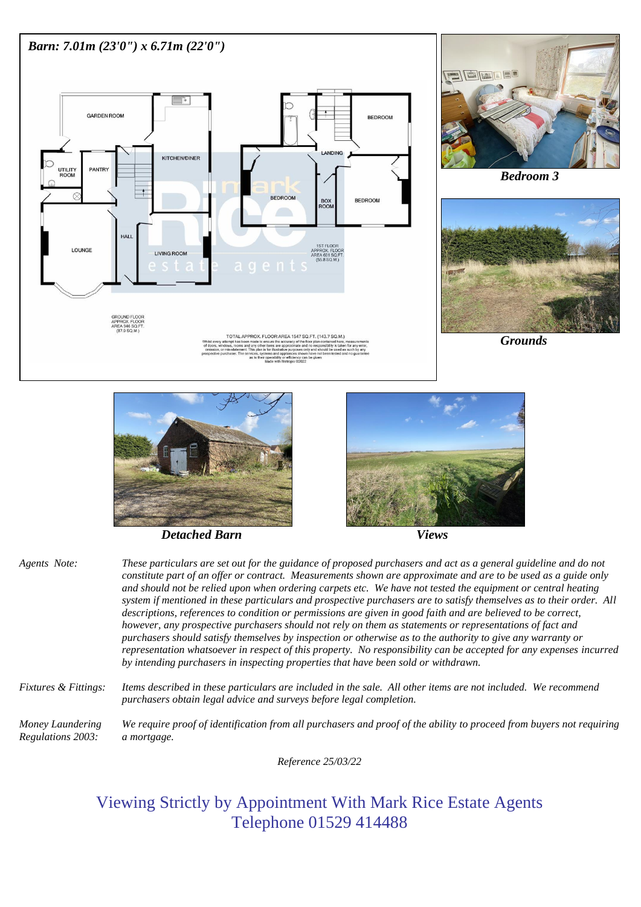*Barn: 7.01m (23'0") x 6.71m (22'0")*

GARDEN ROOM

KITCHEN/DINER

UTILITY ROOM

PANTRY

HALL

LOUNGE

LIVING ROOM

GROUND FLOOR
APPROX. FLOOR
AREA 946 SQ.FT.
(87.9 SQ.M.)

BEDROOM

LANDING

BEDROOM

BOX ROOM

BEDROOM

1ST FLOOR
APPROX. FLOOR
AREA 601 SQ.FT.
(55.8 SQ.M.)

TOTAL APPROX. FLOOR AREA 1547 SQ.FT. (143.7 SQ.M.)
Whilst every attempt has been made to ensure the accuracy of the floor plan contained here, measurements of doors, windows, rooms and any other items are approximate and no responsibility is taken for any error, omission, or mis-statement. This plan is for illustrative purposes only and should be used as such by any prospective purchaser. The services, systems and appliances shown have not been tested and no guarantee as to their operability or efficiency can be given
Made with Metropix ©2022

***Bedroom 3***

***Grounds***

***Detached Barn***

***Views***

*Agents Note:* *These particulars are set out for the guidance of proposed purchasers and act as a general guideline and do not constitute part of an offer or contract. Measurements shown are approximate and are to be used as a guide only and should not be relied upon when ordering carpets etc. We have not tested the equipment or central heating system if mentioned in these particulars and prospective purchasers are to satisfy themselves as to their order. All descriptions, references to condition or permissions are given in good faith and are believed to be correct, however, any prospective purchasers should not rely on them as statements or representations of fact and purchasers should satisfy themselves by inspection or otherwise as to the authority to give any warranty or representation whatsoever in respect of this property. No responsibility can be accepted for any expenses incurred by intending purchasers in inspecting properties that have been sold or withdrawn.*

*Fixtures & Fittings:* *Items described in these particulars are included in the sale. All other items are not included. We recommend purchasers obtain legal advice and surveys before legal completion.*

*Money Laundering Regulations 2003:* *We require proof of identification from all purchasers and proof of the ability to proceed from buyers not requiring a mortgage.*

*Reference 25/03/22*

Viewing Strictly by Appointment With Mark Rice Estate Agents
Telephone 01529 414488